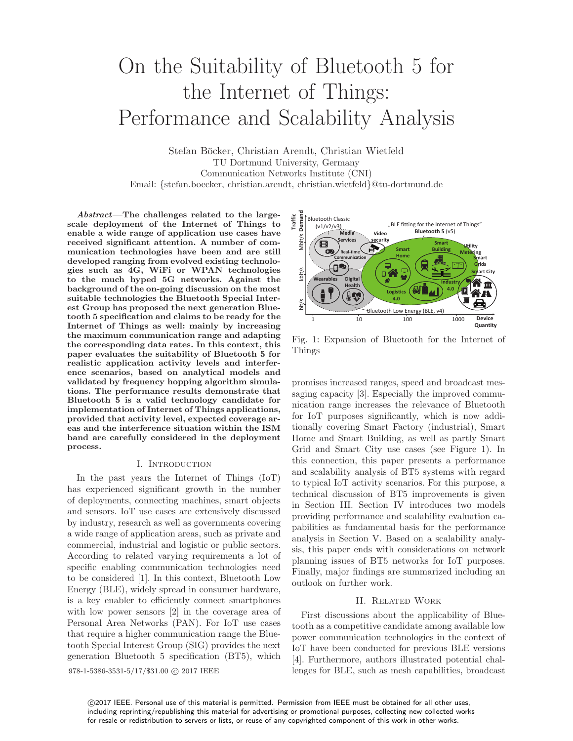# On the Suitability of Bluetooth 5 for the Internet of Things: Performance and Scalability Analysis

Stefan Böcker, Christian Arendt, Christian Wietfeld
TU Dortmund University, Germany
Communication Networks Institute (CNI)
Email: {stefan.boecker, christian.arendt, christian.wietfeld}@tu-dortmund.de

***Abstract*—The challenges related to the large-scale deployment of the Internet of Things to enable a wide range of application use cases have received significant attention. A number of communication technologies have been and are still developed ranging from evolved existing technologies such as 4G, WiFi or WPAN technologies to the much hyped 5G networks. Against the background of the on-going discussion on the most suitable technologies the Bluetooth Special Interest Group has proposed the next generation Bluetooth 5 specification and claims to be ready for the Internet of Things as well: mainly by increasing the maximum communication range and adapting the corresponding data rates. In this context, this paper evaluates the suitability of Bluetooth 5 for realistic application activity levels and interference scenarios, based on analytical models and validated by frequency hopping algorithm simulations. The performance results demonstrate that Bluetooth 5 is a valid technology candidate for implementation of Internet of Things applications, provided that activity level, expected coverage areas and the interference situation within the ISM band are carefully considered in the deployment process.**

## I. Introduction

In the past years the Internet of Things (IoT) has experienced significant growth in the number of deployments, connecting machines, smart objects and sensors. IoT use cases are extensively discussed by industry, research as well as governments covering a wide range of application areas, such as private and commercial, industrial and logistic or public sectors. According to related varying requirements a lot of specific enabling communication technologies need to be considered [1]. In this context, Bluetooth Low Energy (BLE), widely spread in consumer hardware, is a key enabler to efficiently connect smartphones with low power sensors [2] in the coverage area of Personal Area Networks (PAN). For IoT use cases that require a higher communication range the Bluetooth Special Interest Group (SIG) provides the next generation Bluetooth 5 specification (BT5), which promises increased ranges, speed and broadcast messaging capacity [3]. Especially the improved communication range increases the relevance of Bluetooth for IoT purposes significantly, which is now additionally covering Smart Factory (industrial), Smart Home and Smart Building, as well as partly Smart Grid and Smart City use cases (see Figure 1). In this connection, this paper presents a performance and scalability analysis of BT5 systems with regard to typical IoT activity scenarios. For this purpose, a technical discussion of BT5 improvements is given in Section III. Section IV introduces two models providing performance and scalability evaluation capabilities as fundamental basis for the performance analysis in Section V. Based on a scalability analysis, this paper ends with considerations on network planning issues of BT5 networks for IoT purposes. Finally, major findings are summarized including an outlook on further work.

Fig. 1: Expansion of Bluetooth for the Internet of Things

## II. Related Work

First discussions about the applicability of Bluetooth as a competitive candidate among available low power communication technologies in the context of IoT have been conducted for previous BLE versions [4]. Furthermore, authors illustrated potential challenges for BLE, such as mesh capabilities, broadcast

978-1-5386-3531-5/17/$31.00 © 2017 IEEE

©2017 IEEE. Personal use of this material is permitted. Permission from IEEE must be obtained for all other uses, including reprinting/republishing this material for advertising or promotional purposes, collecting new collected works for resale or redistribution to servers or lists, or reuse of any copyrighted component of this work in other works.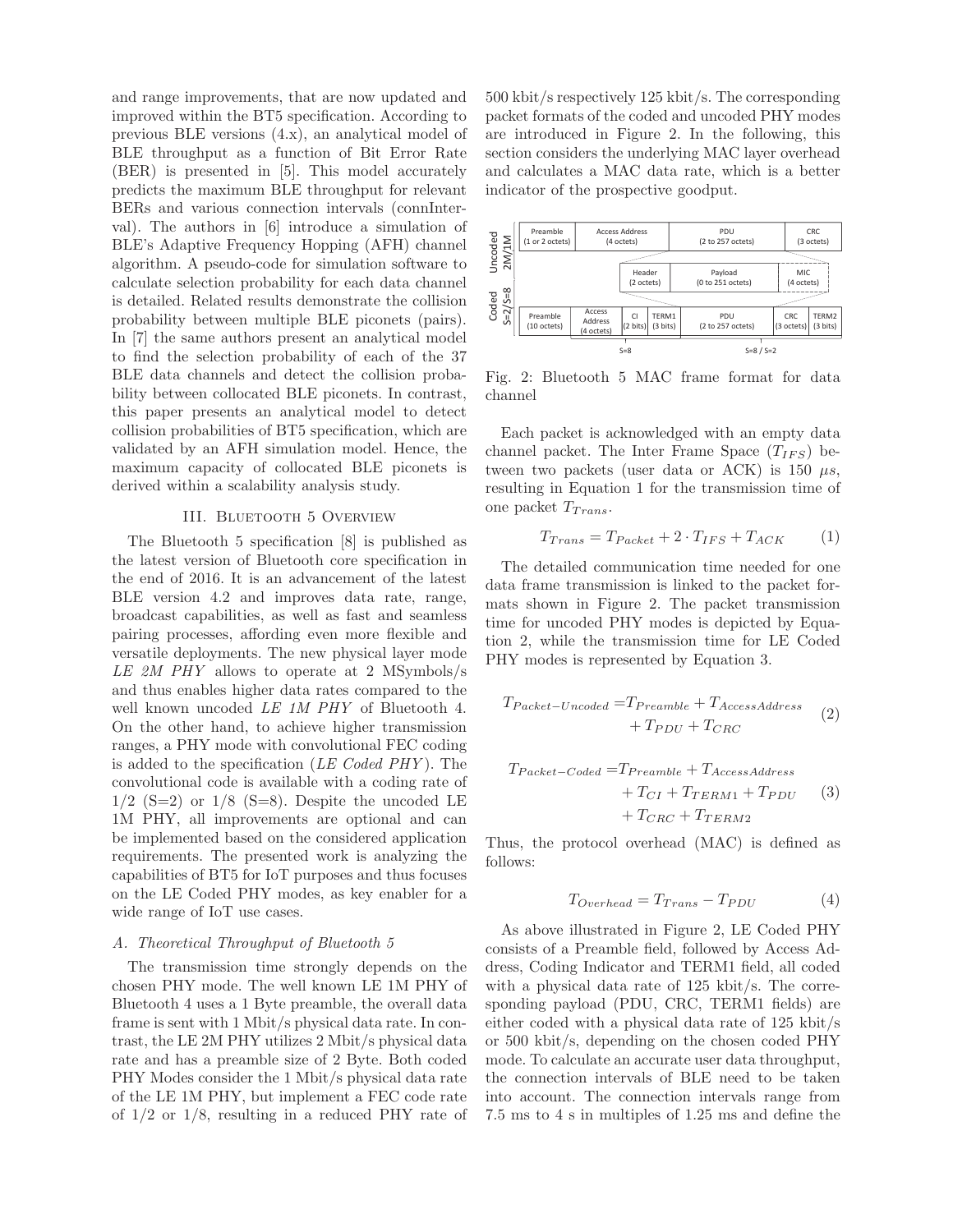and range improvements, that are now updated and improved within the BT5 specification. According to previous BLE versions (4.x), an analytical model of BLE throughput as a function of Bit Error Rate (BER) is presented in [5]. This model accurately predicts the maximum BLE throughput for relevant BERs and various connection intervals (connInterval). The authors in [6] introduce a simulation of BLE's Adaptive Frequency Hopping (AFH) channel algorithm. A pseudo-code for simulation software to calculate selection probability for each data channel is detailed. Related results demonstrate the collision probability between multiple BLE piconets (pairs). In [7] the same authors present an analytical model to find the selection probability of each of the 37 BLE data channels and detect the collision probability between collocated BLE piconets. In contrast, this paper presents an analytical model to detect collision probabilities of BT5 specification, which are validated by an AFH simulation model. Hence, the maximum capacity of collocated BLE piconets is derived within a scalability analysis study.

## III. Bluetooth 5 Overview

The Bluetooth 5 specification [8] is published as the latest version of Bluetooth core specification in the end of 2016. It is an advancement of the latest BLE version 4.2 and improves data rate, range, broadcast capabilities, as well as fast and seamless pairing processes, affording even more flexible and versatile deployments. The new physical layer mode *LE 2M PHY* allows to operate at 2 MSymbols/s and thus enables higher data rates compared to the well known uncoded *LE 1M PHY* of Bluetooth 4. On the other hand, to achieve higher transmission ranges, a PHY mode with convolutional FEC coding is added to the specification (*LE Coded PHY*). The convolutional code is available with a coding rate of 1/2 (S=2) or 1/8 (S=8). Despite the uncoded LE 1M PHY, all improvements are optional and can be implemented based on the considered application requirements. The presented work is analyzing the capabilities of BT5 for IoT purposes and thus focuses on the LE Coded PHY modes, as key enabler for a wide range of IoT use cases.

### A. Theoretical Throughput of Bluetooth 5

The transmission time strongly depends on the chosen PHY mode. The well known LE 1M PHY of Bluetooth 4 uses a 1 Byte preamble, the overall data frame is sent with 1 Mbit/s physical data rate. In contrast, the LE 2M PHY utilizes 2 Mbit/s physical data rate and has a preamble size of 2 Byte. Both coded PHY Modes consider the 1 Mbit/s physical data rate of the LE 1M PHY, but implement a FEC code rate of 1/2 or 1/8, resulting in a reduced PHY rate of 500 kbit/s respectively 125 kbit/s. The corresponding packet formats of the coded and uncoded PHY modes are introduced in Figure 2. In the following, this section considers the underlying MAC layer overhead and calculates a MAC data rate, which is a better indicator of the prospective goodput.

| | Preamble (1 or 2 octets) | Access Address (4 octets) | | | PDU (2 to 257 octets) | CRC (3 octets) | |
|---|---|---|---|---|---|---|---|
| Uncoded 2M/1M | | | | | Header (2 octets) / Payload (0 to 251 octets) / MIC (4 octets) | | |
| Coded S=2/S=8 | Preamble (10 octets) | Access Address (4 octets) | CI (2 bits) | TERM1 (3 bits) | PDU (2 to 257 octets) | CRC (3 octets) | TERM2 (3 bits) |
| | S=8 | | | | S=8 / S=2 | | |

Fig. 2: Bluetooth 5 MAC frame format for data channel

Each packet is acknowledged with an empty data channel packet. The Inter Frame Space ($T_{IFS}$) between two packets (user data or ACK) is 150 $\mu s$, resulting in Equation 1 for the transmission time of one packet $T_{Trans}$.

$$T_{Trans} = T_{Packet} + 2 \cdot T_{IFS} + T_{ACK} \tag{1}$$

The detailed communication time needed for one data frame transmission is linked to the packet formats shown in Figure 2. The packet transmission time for uncoded PHY modes is depicted by Equation 2, while the transmission time for LE Coded PHY modes is represented by Equation 3.

$$\begin{aligned} T_{Packet-Uncoded} = & T_{Preamble} + T_{AccessAddress} \\ & + T_{PDU} + T_{CRC} \end{aligned} \tag{2}$$

$$\begin{aligned} T_{Packet-Coded} = & T_{Preamble} + T_{AccessAddress} \\ & + T_{CI} + T_{TERM1} + T_{PDU} \\ & + T_{CRC} + T_{TERM2} \end{aligned} \tag{3}$$

Thus, the protocol overhead (MAC) is defined as follows:

$$T_{Overhead} = T_{Trans} - T_{PDU} \tag{4}$$

As above illustrated in Figure 2, LE Coded PHY consists of a Preamble field, followed by Access Address, Coding Indicator and TERM1 field, all coded with a physical data rate of 125 kbit/s. The corresponding payload (PDU, CRC, TERM1 fields) are either coded with a physical data rate of 125 kbit/s or 500 kbit/s, depending on the chosen coded PHY mode. To calculate an accurate user data throughput, the connection intervals of BLE need to be taken into account. The connection intervals range from 7.5 ms to 4 s in multiples of 1.25 ms and define the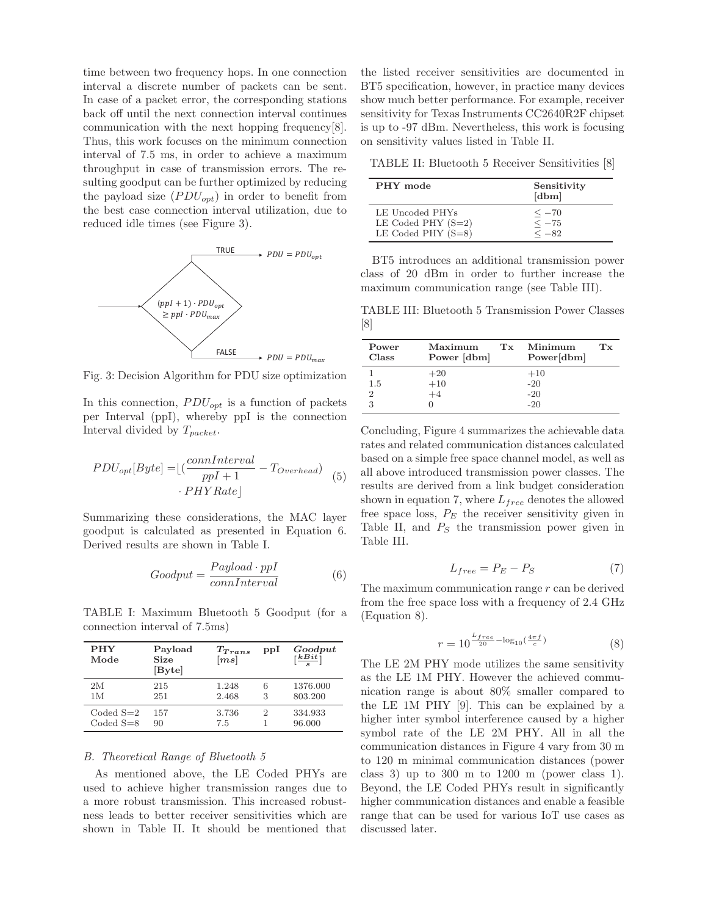time between two frequency hops. In one connection interval a discrete number of packets can be sent. In case of a packet error, the corresponding stations back off until the next connection interval continues communication with the next hopping frequency[8]. Thus, this work focuses on the minimum connection interval of 7.5 ms, in order to achieve a maximum throughput in case of transmission errors. The resulting goodput can be further optimized by reducing the payload size ($PDU_{opt}$) in order to benefit from the best case connection interval utilization, due to reduced idle times (see Figure 3).

Fig. 3: Decision Algorithm for PDU size optimization

In this connection, $PDU_{opt}$ is a function of packets per Interval (ppI), whereby ppI is the connection Interval divided by $T_{packet}$.

$$PDU_{opt}[Byte] = \lfloor (\frac{connInterval}{ppI+1} - T_{Overhead}) \cdot PHYRate \rfloor \tag{5}$$

Summarizing these considerations, the MAC layer goodput is calculated as presented in Equation 6. Derived results are shown in Table I.

$$Goodput = \frac{Payload \cdot ppI}{connInterval} \tag{6}$$

TABLE I: Maximum Bluetooth 5 Goodput (for a connection interval of 7.5ms)

| PHY Mode | Payload Size [Byte] | $T_{Trans}$ $[ms]$ | ppI | $Goodput$ $[\frac{kBit}{s}]$ |
|---|---|---|---|---|
| 2M | 215 | 1.248 | 6 | 1376.000 |
| 1M | 251 | 2.468 | 3 | 803.200 |
| Coded S=2 | 157 | 3.736 | 2 | 334.933 |
| Coded S=8 | 90 | 7.5 | 1 | 96.000 |

### B. Theoretical Range of Bluetooth 5

As mentioned above, the LE Coded PHYs are used to achieve higher transmission ranges due to a more robust transmission. This increased robustness leads to better receiver sensitivities which are shown in Table II. It should be mentioned that the listed receiver sensitivities are documented in BT5 specification, however, in practice many devices show much better performance. For example, receiver sensitivity for Texas Instruments CC2640R2F chipset is up to -97 dBm. Nevertheless, this work is focusing on sensitivity values listed in Table II.

TABLE II: Bluetooth 5 Receiver Sensitivities [8]

| PHY mode | Sensitivity [dbm] |
|---|---|
| LE Uncoded PHYs | $\leq -70$ |
| LE Coded PHY (S=2) | $\leq -75$ |
| LE Coded PHY (S=8) | $\leq -82$ |

BT5 introduces an additional transmission power class of 20 dBm in order to further increase the maximum communication range (see Table III).

TABLE III: Bluetooth 5 Transmission Power Classes [8]

| Power Class | Maximum Tx Power [dbm] | Minimum Tx Power[dbm] |
|---|---|---|
| 1 | +20 | +10 |
| 1.5 | +10 | -20 |
| 2 | +4 | -20 |
| 3 | 0 | -20 |

Concluding, Figure 4 summarizes the achievable data rates and related communication distances calculated based on a simple free space channel model, as well as all above introduced transmission power classes. The results are derived from a link budget consideration shown in equation 7, where $L_{free}$ denotes the allowed free space loss, $P_E$ the receiver sensitivity given in Table II, and $P_S$ the transmission power given in Table III.

$$L_{free} = P_E - P_S \tag{7}$$

The maximum communication range $r$ can be derived from the free space loss with a frequency of 2.4 GHz (Equation 8).

$$r = 10^{\frac{L_{free}}{20} - \log_{10}(\frac{4\pi f}{c})} \tag{8}$$

The LE 2M PHY mode utilizes the same sensitivity as the LE 1M PHY. However the achieved communication range is about 80% smaller compared to the LE 1M PHY [9]. This can be explained by a higher inter symbol interference caused by a higher symbol rate of the LE 2M PHY. All in all the communication distances in Figure 4 vary from 30 m to 120 m minimal communication distances (power class 3) up to 300 m to 1200 m (power class 1). Beyond, the LE Coded PHYs result in significantly higher communication distances and enable a feasible range that can be used for various IoT use cases as discussed later.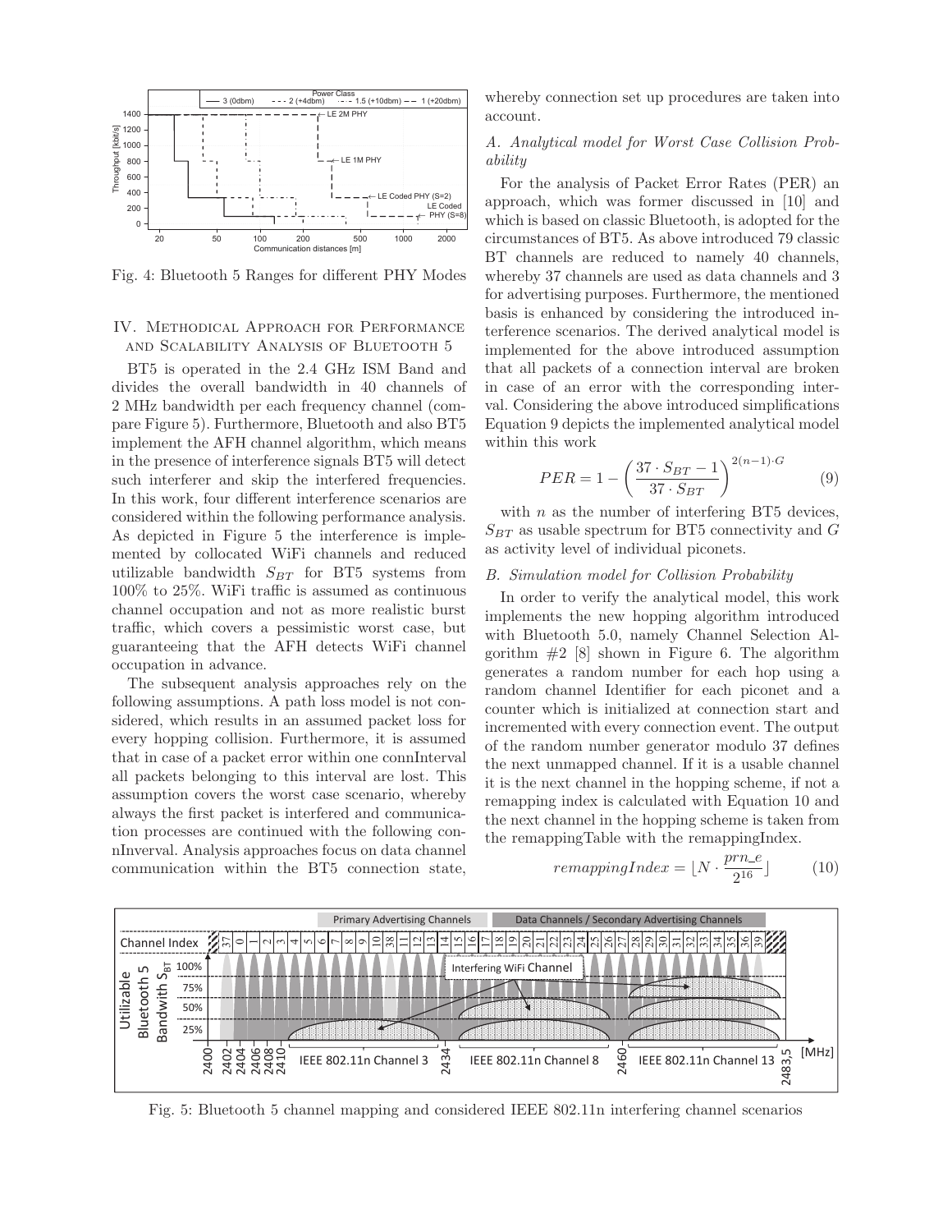Fig. 4: Bluetooth 5 Ranges for different PHY Modes

## IV. Methodical Approach for Performance and Scalability Analysis of Bluetooth 5

BT5 is operated in the 2.4 GHz ISM Band and divides the overall bandwidth in 40 channels of 2 MHz bandwidth per each frequency channel (compare Figure 5). Furthermore, Bluetooth and also BT5 implement the AFH channel algorithm, which means in the presence of interference signals BT5 will detect such interferer and skip the interfered frequencies. In this work, four different interference scenarios are considered within the following performance analysis. As depicted in Figure 5 the interference is implemented by collocated WiFi channels and reduced utilizable bandwidth $S_{BT}$ for BT5 systems from 100% to 25%. WiFi traffic is assumed as continuous channel occupation and not as more realistic burst traffic, which covers a pessimistic worst case, but guaranteeing that the AFH detects WiFi channel occupation in advance.

The subsequent analysis approaches rely on the following assumptions. A path loss model is not considered, which results in an assumed packet loss for every hopping collision. Furthermore, it is assumed that in case of a packet error within one connInterval all packets belonging to this interval are lost. This assumption covers the worst case scenario, whereby always the first packet is interfered and communication processes are continued with the following connInverval. Analysis approaches focus on data channel communication within the BT5 connection state, whereby connection set up procedures are taken into account.

### A. Analytical model for Worst Case Collision Probability

For the analysis of Packet Error Rates (PER) an approach, which was former discussed in [10] and which is based on classic Bluetooth, is adopted for the circumstances of BT5. As above introduced 79 classic BT channels are reduced to namely 40 channels, whereby 37 channels are used as data channels and 3 for advertising purposes. Furthermore, the mentioned basis is enhanced by considering the introduced interference scenarios. The derived analytical model is implemented for the above introduced assumption that all packets of a connection interval are broken in case of an error with the corresponding interval. Considering the above introduced simplifications Equation 9 depicts the implemented analytical model within this work

$$PER = 1 - \left( \frac{37 \cdot S_{BT} - 1}{37 \cdot S_{BT}} \right)^{2(n-1) \cdot G} \tag{9}$$

with $n$ as the number of interfering BT5 devices, $S_{BT}$ as usable spectrum for BT5 connectivity and $G$ as activity level of individual piconets.

### B. Simulation model for Collision Probability

In order to verify the analytical model, this work implements the new hopping algorithm introduced with Bluetooth 5.0, namely Channel Selection Algorithm #2 [8] shown in Figure 6. The algorithm generates a random number for each hop using a random channel Identifier for each piconet and a counter which is initialized at connection start and incremented with every connection event. The output of the random number generator modulo 37 defines the next unmapped channel. If it is a usable channel it is the next channel in the hopping scheme, if not a remapping index is calculated with Equation 10 and the next channel in the hopping scheme is taken from the remappingTable with the remappingIndex.

$$remappingIndex = \lfloor N \cdot \frac{prn\_e}{2^{16}} \rfloor \tag{10}$$

Fig. 5: Bluetooth 5 channel mapping and considered IEEE 802.11n interfering channel scenarios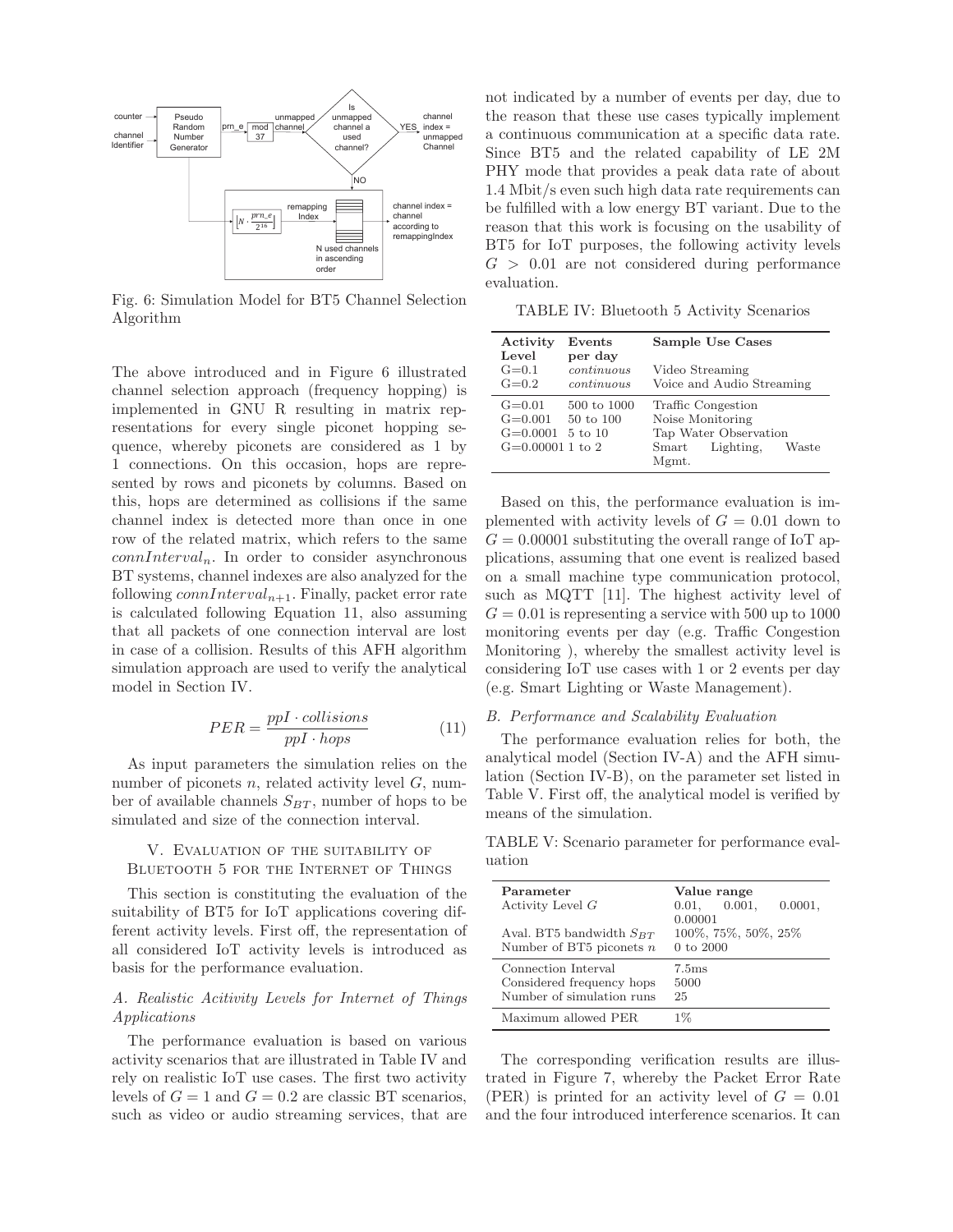Fig. 6: Simulation Model for BT5 Channel Selection Algorithm

The above introduced and in Figure 6 illustrated channel selection approach (frequency hopping) is implemented in GNU R resulting in matrix representations for every single piconet hopping sequence, whereby piconets are considered as 1 by 1 connections. On this occasion, hops are represented by rows and piconets by columns. Based on this, hops are determined as collisions if the same channel index is detected more than once in one row of the related matrix, which refers to the same $connInterval_n$. In order to consider asynchronous BT systems, channel indexes are also analyzed for the following $connInterval_{n+1}$. Finally, packet error rate is calculated following Equation 11, also assuming that all packets of one connection interval are lost in case of a collision. Results of this AFH algorithm simulation approach are used to verify the analytical model in Section IV.

$$PER = \frac{ppI \cdot collisions}{ppI \cdot hops} \tag{11}$$

As input parameters the simulation relies on the number of piconets $n$, related activity level $G$, number of available channels $S_{BT}$, number of hops to be simulated and size of the connection interval.

## V. Evaluation of the suitability of Bluetooth 5 for the Internet of Things

This section is constituting the evaluation of the suitability of BT5 for IoT applications covering different activity levels. First off, the representation of all considered IoT activity levels is introduced as basis for the performance evaluation.

### A. Realistic Acitivity Levels for Internet of Things Applications

The performance evaluation is based on various activity scenarios that are illustrated in Table IV and rely on realistic IoT use cases. The first two activity levels of $G = 1$ and $G = 0.2$ are classic BT scenarios, such as video or audio streaming services, that are not indicated by a number of events per day, due to the reason that these use cases typically implement a continuous communication at a specific data rate. Since BT5 and the related capability of LE 2M PHY mode that provides a peak data rate of about 1.4 Mbit/s even such high data rate requirements can be fulfilled with a low energy BT variant. Due to the reason that this work is focusing on the usability of BT5 for IoT purposes, the following activity levels $G > 0.01$ are not considered during performance evaluation.

TABLE IV: Bluetooth 5 Activity Scenarios

| Activity Level | Events per day | Sample Use Cases |
|---|---|---|
| G=0.1 | *continuous* | Video Streaming |
| G=0.2 | *continuous* | Voice and Audio Streaming |
| G=0.01 | 500 to 1000 | Traffic Congestion |
| G=0.001 | 50 to 100 | Noise Monitoring |
| G=0.0001 | 5 to 10 | Tap Water Observation |
| G=0.00001 | 1 to 2 | Smart Lighting, Waste Mgmt. |

Based on this, the performance evaluation is implemented with activity levels of $G = 0.01$ down to $G = 0.00001$ substituting the overall range of IoT applications, assuming that one event is realized based on a small machine type communication protocol, such as MQTT [11]. The highest activity level of $G = 0.01$ is representing a service with 500 up to 1000 monitoring events per day (e.g. Traffic Congestion Monitoring ), whereby the smallest activity level is considering IoT use cases with 1 or 2 events per day (e.g. Smart Lighting or Waste Management).

### B. Performance and Scalability Evaluation

The performance evaluation relies for both, the analytical model (Section IV-A) and the AFH simulation (Section IV-B), on the parameter set listed in Table V. First off, the analytical model is verified by means of the simulation.

TABLE V: Scenario parameter for performance evaluation

| Parameter | Value range |
|---|---|
| Activity Level $G$ | 0.01, 0.001, 0.0001, 0.00001 |
| Aval. BT5 bandwidth $S_{BT}$ | 100%, 75%, 50%, 25% |
| Number of BT5 piconets $n$ | 0 to 2000 |
| Connection Interval | 7.5ms |
| Considered frequency hops | 5000 |
| Number of simulation runs | 25 |
| Maximum allowed PER | 1% |

The corresponding verification results are illustrated in Figure 7, whereby the Packet Error Rate (PER) is printed for an activity level of $G = 0.01$ and the four introduced interference scenarios. It can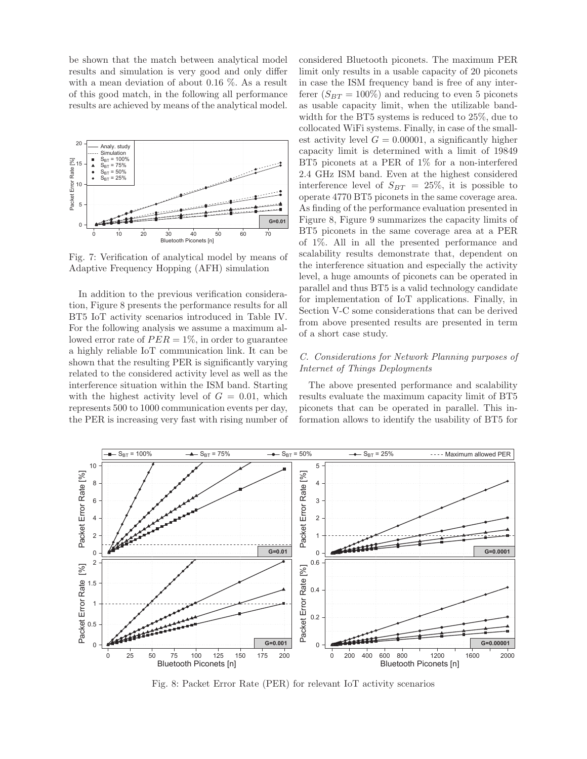be shown that the match between analytical model results and simulation is very good and only differ with a mean deviation of about 0.16 %. As a result of this good match, in the following all performance results are achieved by means of the analytical model.

Fig. 7: Verification of analytical model by means of Adaptive Frequency Hopping (AFH) simulation

In addition to the previous verification consideration, Figure 8 presents the performance results for all BT5 IoT activity scenarios introduced in Table IV. For the following analysis we assume a maximum allowed error rate of $PER = 1\%$, in order to guarantee a highly reliable IoT communication link. It can be shown that the resulting PER is significantly varying related to the considered activity level as well as the interference situation within the ISM band. Starting with the highest activity level of $G = 0.01$, which represents 500 to 1000 communication events per day, the PER is increasing very fast with rising number of considered Bluetooth piconets. The maximum PER limit only results in a usable capacity of 20 piconets in case the ISM frequency band is free of any interferer ($S_{BT} = 100\%$) and reducing to even 5 piconets as usable capacity limit, when the utilizable bandwidth for the BT5 systems is reduced to 25%, due to collocated WiFi systems. Finally, in case of the smallest activity level $G = 0.00001$, a significantly higher capacity limit is determined with a limit of 19849 BT5 piconets at a PER of 1% for a non-interfered 2.4 GHz ISM band. Even at the highest considered interference level of $S_{BT} = 25\%$, it is possible to operate 4770 BT5 piconets in the same coverage area. As finding of the performance evaluation presented in Figure 8, Figure 9 summarizes the capacity limits of BT5 piconets in the same coverage area at a PER of 1%. All in all the presented performance and scalability results demonstrate that, dependent on the interference situation and especially the activity level, a huge amounts of piconets can be operated in parallel and thus BT5 is a valid technology candidate for implementation of IoT applications. Finally, in Section V-C some considerations that can be derived from above presented results are presented in term of a short case study.

### *C. Considerations for Network Planning purposes of Internet of Things Deployments*

The above presented performance and scalability results evaluate the maximum capacity limit of BT5 piconets that can be operated in parallel. This information allows to identify the usability of BT5 for

Fig. 8: Packet Error Rate (PER) for relevant IoT activity scenarios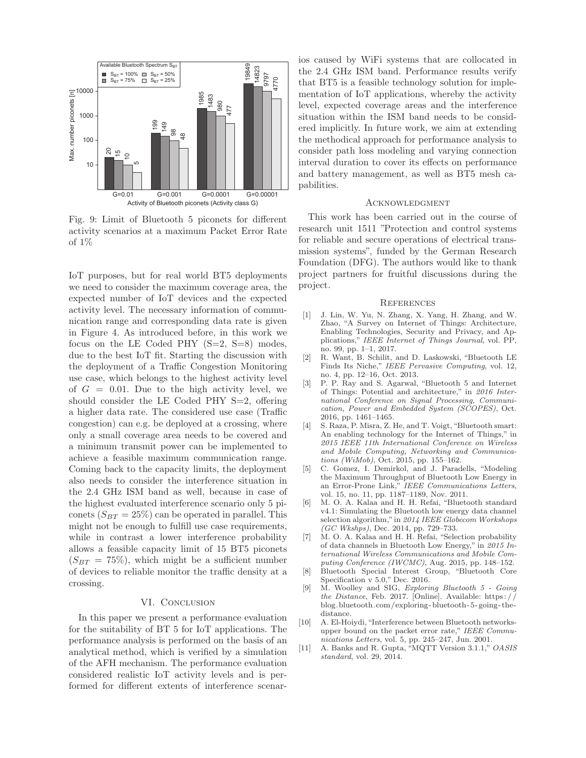Available Bluetooth Spectrum $S_{BT}$

$S_{BT}$ = 100% $S_{BT}$ = 50% $S_{BT}$ = 75% $S_{BT}$ = 25%

Max. number piconets [n]

10000
1000
100
10

20 15 10 5
199 149 98 48
1985 1483 980 477
19849 14823 9797 4770

G=0.01 G=0.001 G=0.0001 G=0.00001

Activity of Bluetooth piconets (Activity class G)

Fig. 9: Limit of Bluetooth 5 piconets for different activity scenarios at a maximum Packet Error Rate of 1%

IoT purposes, but for real world BT5 deployments we need to consider the maximum coverage area, the expected number of IoT devices and the expected activity level. The necessary information of communication range and corresponding data rate is given in Figure 4. As introduced before, in this work we focus on the LE Coded PHY (S=2, S=8) modes, due to the best IoT fit. Starting the discussion with the deployment of a Traffic Congestion Monitoring use case, which belongs to the highest activity level of $G = 0.01$. Due to the high activity level, we should consider the LE Coded PHY S=2, offering a higher data rate. The considered use case (Traffic congestion) can e.g. be deployed at a crossing, where only a small coverage area needs to be covered and a minimum transmit power can be implemented to achieve a feasible maximum communication range. Coming back to the capacity limits, the deployment also needs to consider the interference situation in the 2.4 GHz ISM band as well, because in case of the highest evaluated interference scenario only 5 piconets ($S_{BT} = 25\%$) can be operated in parallel. This might not be enough to fulfill use case requirements, while in contrast a lower interference probability allows a feasible capacity limit of 15 BT5 piconets ($S_{BT} = 75\%$), which might be a sufficient number of devices to reliable monitor the traffic density at a crossing.

## VI. Conclusion

In this paper we present a performance evaluation for the suitability of BT 5 for IoT applications. The performance analysis is performed on the basis of an analytical method, which is verified by a simulation of the AFH mechanism. The performance evaluation considered realistic IoT activity levels and is performed for different extents of interference scenarios caused by WiFi systems that are collocated in the 2.4 GHz ISM band. Performance results verify that BT5 is a feasible technology solution for implementation of IoT applications, whereby the activity level, expected coverage areas and the interference situation within the ISM band needs to be considered implicitly. In future work, we aim at extending the methodical approach for performance analysis to consider path loss modeling and varying connection interval duration to cover its effects on performance and battery management, as well as BT5 mesh capabilities.

## Acknowledgment

This work has been carried out in the course of research unit 1511 "Protection and control systems for reliable and secure operations of electrical transmission systems", funded by the German Research Foundation (DFG). The authors would like to thank project partners for fruitful discussions during the project.

## References

[1] J. Lin, W. Yu, N. Zhang, X. Yang, H. Zhang, and W. Zhao, "A Survey on Internet of Things: Architecture, Enabling Technologies, Security and Privacy, and Applications," *IEEE Internet of Things Journal*, vol. PP, no. 99, pp. 1–1, 2017.

[2] R. Want, B. Schilit, and D. Laskowski, "Bluetooth LE Finds Its Niche," *IEEE Pervasive Computing*, vol. 12, no. 4, pp. 12–16, Oct. 2013.

[3] P. P. Ray and S. Agarwal, "Bluetooth 5 and Internet of Things: Potential and architecture," in *2016 International Conference on Signal Processing, Communication, Power and Embedded System (SCOPES)*, Oct. 2016, pp. 1461–1465.

[4] S. Raza, P. Misra, Z. He, and T. Voigt, "Bluetooth smart: An enabling technology for the Internet of Things," in *2015 IEEE 11th International Conference on Wireless and Mobile Computing, Networking and Communications (WiMob)*, Oct. 2015, pp. 155–162.

[5] C. Gomez, I. Demirkol, and J. Paradells, "Modeling the Maximum Throughput of Bluetooth Low Energy in an Error-Prone Link," *IEEE Communications Letters*, vol. 15, no. 11, pp. 1187–1189, Nov. 2011.

[6] M. O. A. Kalaa and H. H. Refai, "Bluetooth standard v4.1: Simulating the Bluetooth low energy data channel selection algorithm," in *2014 IEEE Globecom Workshops (GC Wkshps)*, Dec. 2014, pp. 729–733.

[7] M. O. A. Kalaa and H. H. Refai, "Selection probability of data channels in Bluetooth Low Energy," in *2015 International Wireless Communications and Mobile Computing Conference (IWCMC)*, Aug. 2015, pp. 148–152.

[8] Bluetooth Special Interest Group, "Bluetooth Core Specification v 5.0," Dec. 2016.

[9] M. Woolley and SIG, *Exploring Bluetooth 5 - Going the Distance*, Feb. 2017. [Online]. Available: https://blog.bluetooth.com/exploring-bluetooth-5-going-the-distance.

[10] A. El-Hoiydi, "Interference between Bluetooth networks-upper bound on the packet error rate," *IEEE Communications Letters*, vol. 5, pp. 245–247, Jun. 2001.

[11] A. Banks and R. Gupta, "MQTT Version 3.1.1," *OASIS standard*, vol. 29, 2014.